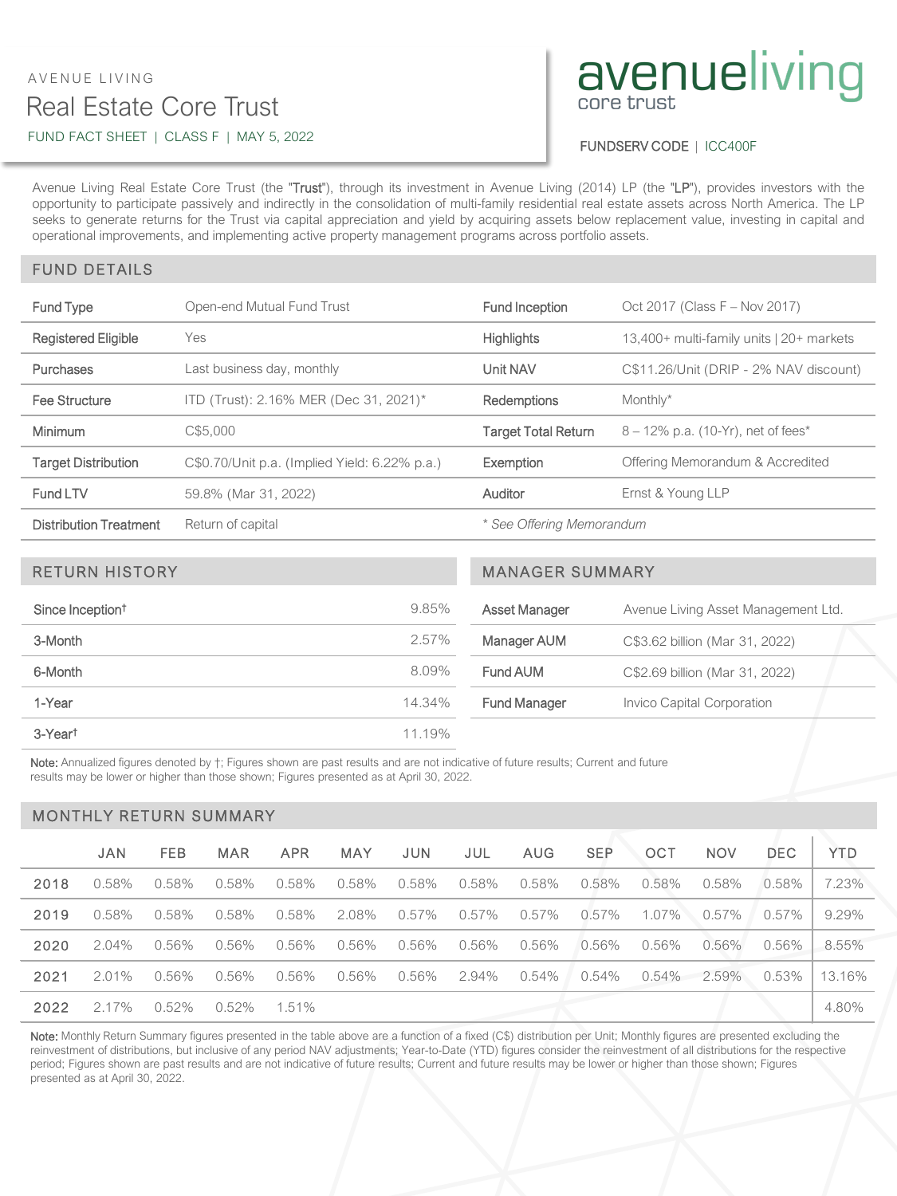AVENUE LIVING

# Real Estate Core Trust

FUND FACT SHEET | CLASS F | MAY 5, 2022

avenueliving core trust

FUNDSERV CODE | ICC400F

Avenue Living Real Estate Core Trust (the "Trust"), through its investment in Avenue Living (2014) LP (the "LP"), provides investors with the opportunity to participate passively and indirectly in the consolidation of multi-family residential real estate assets across North America. The LP seeks to generate returns for the Trust via capital appreciation and yield by acquiring assets below replacement value, investing in capital and operational improvements, and implementing active property management programs across portfolio assets.

## FUND DETAILS

| | | | |
|---|---|---|---|
| Fund Type | Open-end Mutual Fund Trust | Fund Inception | Oct 2017 (Class F – Nov 2017) |
| Registered Eligible | Yes | Highlights | 13,400+ multi-family units \| 20+ markets |
| Purchases | Last business day, monthly | Unit NAV | C$11.26/Unit (DRIP - 2% NAV discount) |
| Fee Structure | ITD (Trust): 2.16% MER (Dec 31, 2021)* | Redemptions | Monthly* |
| Minimum | C$5,000 | Target Total Return | 8 – 12% p.a. (10-Yr), net of fees* |
| Target Distribution | C$0.70/Unit p.a. (Implied Yield: 6.22% p.a.) | Exemption | Offering Memorandum & Accredited |
| Fund LTV | 59.8% (Mar 31, 2022) | Auditor | Ernst & Young LLP |
| Distribution Treatment | Return of capital | *\* See Offering Memorandum* | |

## RETURN HISTORY

| | |
|---|---|
| Since Inception† | 9.85% |
| 3-Month | 2.57% |
| 6-Month | 8.09% |
| 1-Year | 14.34% |
| 3-Year† | 11.19% |

## MANAGER SUMMARY

| | |
|---|---|
| Asset Manager | Avenue Living Asset Management Ltd. |
| Manager AUM | C$3.62 billion (Mar 31, 2022) |
| Fund AUM | C$2.69 billion (Mar 31, 2022) |
| Fund Manager | Invico Capital Corporation |

**Note:** Annualized figures denoted by †; Figures shown are past results and are not indicative of future results; Current and future results may be lower or higher than those shown; Figures presented as at April 30, 2022.

## MONTHLY RETURN SUMMARY

| | JAN | FEB | MAR | APR | MAY | JUN | JUL | AUG | SEP | OCT | NOV | DEC | YTD |
|---|---|---|---|---|---|---|---|---|---|---|---|---|---|
| 2018 | 0.58% | 0.58% | 0.58% | 0.58% | 0.58% | 0.58% | 0.58% | 0.58% | 0.58% | 0.58% | 0.58% | 0.58% | 7.23% |
| 2019 | 0.58% | 0.58% | 0.58% | 0.58% | 2.08% | 0.57% | 0.57% | 0.57% | 0.57% | 1.07% | 0.57% | 0.57% | 9.29% |
| 2020 | 2.04% | 0.56% | 0.56% | 0.56% | 0.56% | 0.56% | 0.56% | 0.56% | 0.56% | 0.56% | 0.56% | 0.56% | 8.55% |
| 2021 | 2.01% | 0.56% | 0.56% | 0.56% | 0.56% | 0.56% | 2.94% | 0.54% | 0.54% | 0.54% | 2.59% | 0.53% | 13.16% |
| 2022 | 2.17% | 0.52% | 0.52% | 1.51% | | | | | | | | | 4.80% |

**Note:** Monthly Return Summary figures presented in the table above are a function of a fixed (C$) distribution per Unit; Monthly figures are presented excluding the reinvestment of distributions, but inclusive of any period NAV adjustments; Year-to-Date (YTD) figures consider the reinvestment of all distributions for the respective period; Figures shown are past results and are not indicative of future results; Current and future results may be lower or higher than those shown; Figures presented as at April 30, 2022.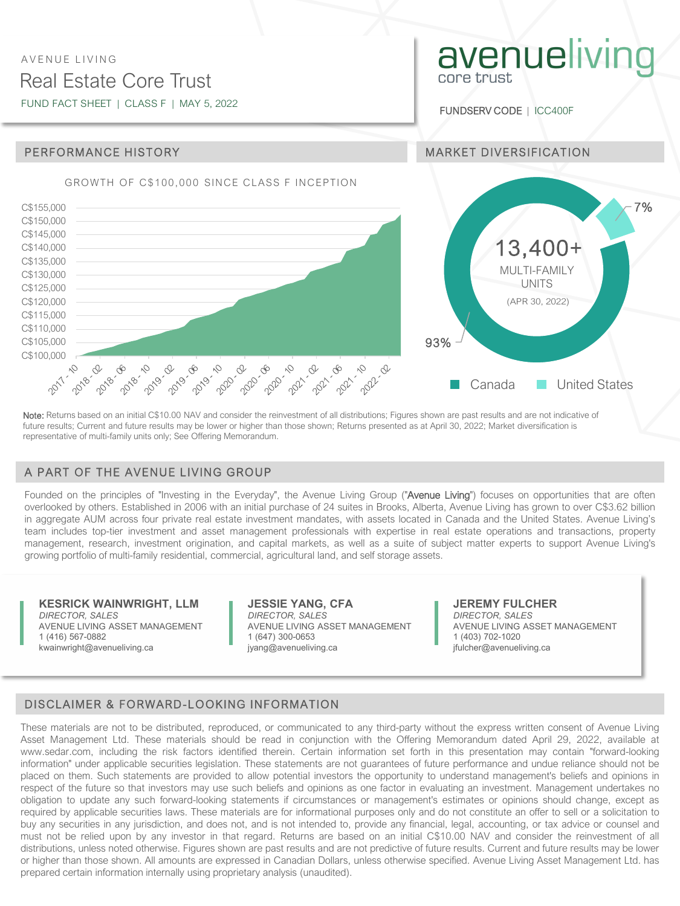AVENUE LIVING

# Real Estate Core Trust

FUND FACT SHEET | CLASS F | MAY 5, 2022

avenueliving core trust

FUNDSERV CODE | ICC400F

## PERFORMANCE HISTORY

GROWTH OF C$100,000 SINCE CLASS F INCEPTION

C$155,000
C$150,000
C$145,000
C$140,000
C$135,000
C$130,000
C$125,000
C$120,000
C$115,000
C$110,000
C$105,000
C$100,000

2017 - 10, 2018 - 02, 2018 - 06, 2018 - 10, 2019 - 02, 2019 - 06, 2019 - 10, 2020 - 02, 2020 - 06, 2020 - 10, 2021 - 02, 2021 - 06, 2021 - 10, 2022 - 02

## MARKET DIVERSIFICATION

13,400+
MULTI-FAMILY UNITS
(APR 30, 2022)

93%
7%

Canada | United States

**Note:** Returns based on an initial C$10.00 NAV and consider the reinvestment of all distributions; Figures shown are past results and are not indicative of future results; Current and future results may be lower or higher than those shown; Returns presented as at April 30, 2022; Market diversification is representative of multi-family units only; See Offering Memorandum.

## A PART OF THE AVENUE LIVING GROUP

Founded on the principles of "Investing in the Everyday", the Avenue Living Group ("Avenue Living") focuses on opportunities that are often overlooked by others. Established in 2006 with an initial purchase of 24 suites in Brooks, Alberta, Avenue Living has grown to over C$3.62 billion in aggregate AUM across four private real estate investment mandates, with assets located in Canada and the United States. Avenue Living's team includes top-tier investment and asset management professionals with expertise in real estate operations and transactions, property management, research, investment origination, and capital markets, as well as a suite of subject matter experts to support Avenue Living's growing portfolio of multi-family residential, commercial, agricultural land, and self storage assets.

**KESRICK WAINWRIGHT, LLM**
*DIRECTOR, SALES*
AVENUE LIVING ASSET MANAGEMENT
1 (416) 567-0882
kwainwright@avenueliving.ca

**JESSIE YANG, CFA**
*DIRECTOR, SALES*
AVENUE LIVING ASSET MANAGEMENT
1 (647) 300-0653
jyang@avenueliving.ca

**JEREMY FULCHER**
*DIRECTOR, SALES*
AVENUE LIVING ASSET MANAGEMENT
1 (403) 702-1020
jfulcher@avenueliving.ca

## DISCLAIMER & FORWARD-LOOKING INFORMATION

These materials are not to be distributed, reproduced, or communicated to any third-party without the express written consent of Avenue Living Asset Management Ltd. These materials should be read in conjunction with the Offering Memorandum dated April 29, 2022, available at www.sedar.com, including the risk factors identified therein. Certain information set forth in this presentation may contain "forward-looking information" under applicable securities legislation. These statements are not guarantees of future performance and undue reliance should not be placed on them. Such statements are provided to allow potential investors the opportunity to understand management's beliefs and opinions in respect of the future so that investors may use such beliefs and opinions as one factor in evaluating an investment. Management undertakes no obligation to update any such forward-looking statements if circumstances or management's estimates or opinions should change, except as required by applicable securities laws. These materials are for informational purposes only and do not constitute an offer to sell or a solicitation to buy any securities in any jurisdiction, and does not, and is not intended to, provide any financial, legal, accounting, or tax advice or counsel and must not be relied upon by any investor in that regard. Returns are based on an initial C$10.00 NAV and consider the reinvestment of all distributions, unless noted otherwise. Figures shown are past results and are not predictive of future results. Current and future results may be lower or higher than those shown. All amounts are expressed in Canadian Dollars, unless otherwise specified. Avenue Living Asset Management Ltd. has prepared certain information internally using proprietary analysis (unaudited).